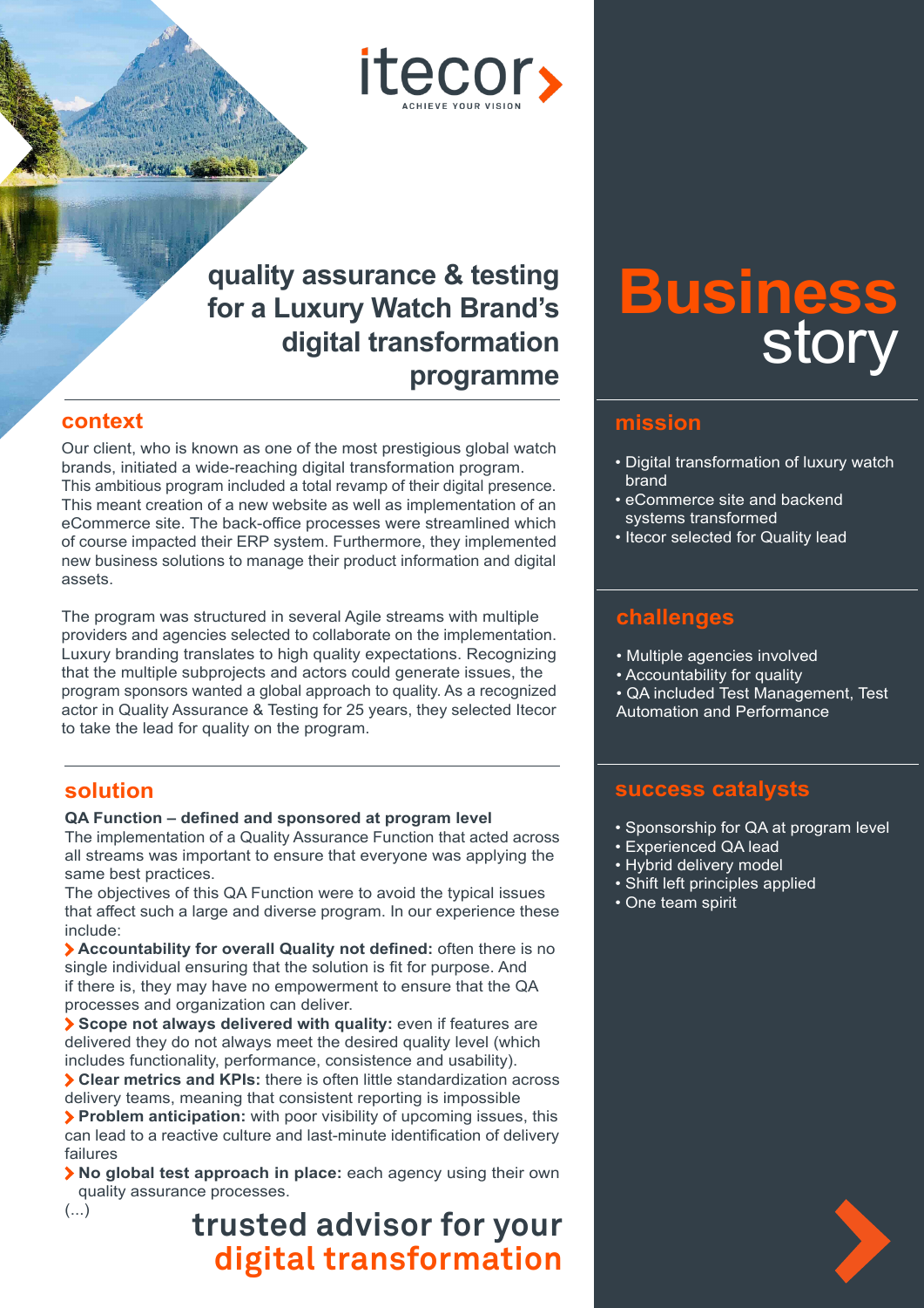itecor

ACHIEVE YOUR VISION

# quality assurance & testing for a Luxury Watch Brand's digital transformation programme

## context

Our client, who is known as one of the most prestigious global watch brands, initiated a wide-reaching digital transformation program. This ambitious program included a total revamp of their digital presence. This meant creation of a new website as well as implementation of an eCommerce site. The back-office processes were streamlined which of course impacted their ERP system. Furthermore, they implemented new business solutions to manage their product information and digital assets.

The program was structured in several Agile streams with multiple providers and agencies selected to collaborate on the implementation. Luxury branding translates to high quality expectations. Recognizing that the multiple subprojects and actors could generate issues, the program sponsors wanted a global approach to quality. As a recognized actor in Quality Assurance & Testing for 25 years, they selected Itecor to take the lead for quality on the program.

## solution

**QA Function – defined and sponsored at program level**

The implementation of a Quality Assurance Function that acted across all streams was important to ensure that everyone was applying the same best practices.

The objectives of this QA Function were to avoid the typical issues that affect such a large and diverse program. In our experience these include:

- **Accountability for overall Quality not defined:** often there is no single individual ensuring that the solution is fit for purpose. And if there is, they may have no empowerment to ensure that the QA processes and organization can deliver.
- **Scope not always delivered with quality:** even if features are delivered they do not always meet the desired quality level (which includes functionality, performance, consistence and usability).
- **Clear metrics and KPIs:** there is often little standardization across delivery teams, meaning that consistent reporting is impossible
- **Problem anticipation:** with poor visibility of upcoming issues, this can lead to a reactive culture and last-minute identification of delivery failures
- **No global test approach in place:** each agency using their own quality assurance processes.

(...)

**trusted advisor for your digital transformation**

# Business story

## mission

- Digital transformation of luxury watch brand
- eCommerce site and backend systems transformed
- Itecor selected for Quality lead

## challenges

- Multiple agencies involved
- Accountability for quality
- QA included Test Management, Test Automation and Performance

## success catalysts

- Sponsorship for QA at program level
- Experienced QA lead
- Hybrid delivery model
- Shift left principles applied
- One team spirit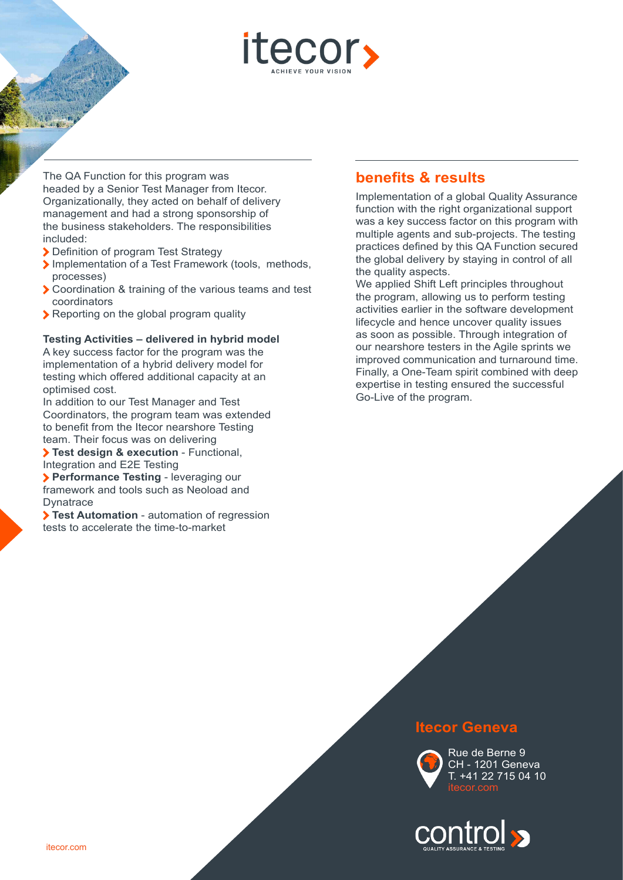The QA Function for this program was headed by a Senior Test Manager from Itecor. Organizationally, they acted on behalf of delivery management and had a strong sponsorship of the business stakeholders. The responsibilities included:

- Definition of program Test Strategy
- Implementation of a Test Framework (tools, methods, processes)
- Coordination & training of the various teams and test coordinators
- Reporting on the global program quality

**Testing Activities – delivered in hybrid model**

A key success factor for the program was the implementation of a hybrid delivery model for testing which offered additional capacity at an optimised cost.

In addition to our Test Manager and Test Coordinators, the program team was extended to benefit from the Itecor nearshore Testing team. Their focus was on delivering

- **Test design & execution** - Functional, Integration and E2E Testing
- **Performance Testing** - leveraging our framework and tools such as Neoload and Dynatrace
- **Test Automation** - automation of regression tests to accelerate the time-to-market

## benefits & results

Implementation of a global Quality Assurance function with the right organizational support was a key success factor on this program with multiple agents and sub-projects. The testing practices defined by this QA Function secured the global delivery by staying in control of all the quality aspects.

We applied Shift Left principles throughout the program, allowing us to perform testing activities earlier in the software development lifecycle and hence uncover quality issues as soon as possible. Through integration of our nearshore testers in the Agile sprints we improved communication and turnaround time. Finally, a One-Team spirit combined with deep expertise in testing ensured the successful Go-Live of the program.

### Itecor Geneva

Rue de Berne 9
CH - 1201 Geneva
T. +41 22 715 04 10
itecor.com